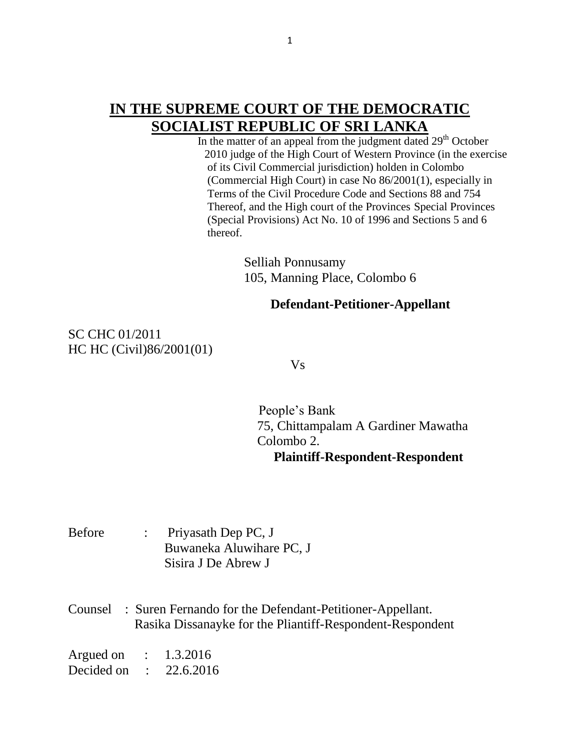# IN THE SUPREME COURT OF THE DEMOCRATIC SOCIALIST REPUBLIC OF SRI LANKA

In the matter of an appeal from the judgment dated 29th October 2010 judge of the High Court of Western Province (in the exercise of its Civil Commercial jurisdiction) holden in Colombo (Commercial High Court) in case No 86/2001(1), especially in Terms of the Civil Procedure Code and Sections 88 and 754 Thereof, and the High court of the Provinces Special Provinces (Special Provisions) Act No. 10 of 1996 and Sections 5 and 6 thereof.

Selliah Ponnusamy
105, Manning Place, Colombo 6

**Defendant-Petitioner-Appellant**

SC CHC 01/2011
HC HC (Civil)86/2001(01)

Vs

People's Bank
75, Chittampalam A Gardiner Mawatha
Colombo 2.
**Plaintiff-Respondent-Respondent**

Before : Priyasath Dep PC, J
Buwaneka Aluwihare PC, J
Sisira J De Abrew J

Counsel : Suren Fernando for the Defendant-Petitioner-Appellant.
Rasika Dissanayke for the Pliantiff-Respondent-Respondent

Argued on : 1.3.2016
Decided on : 22.6.2016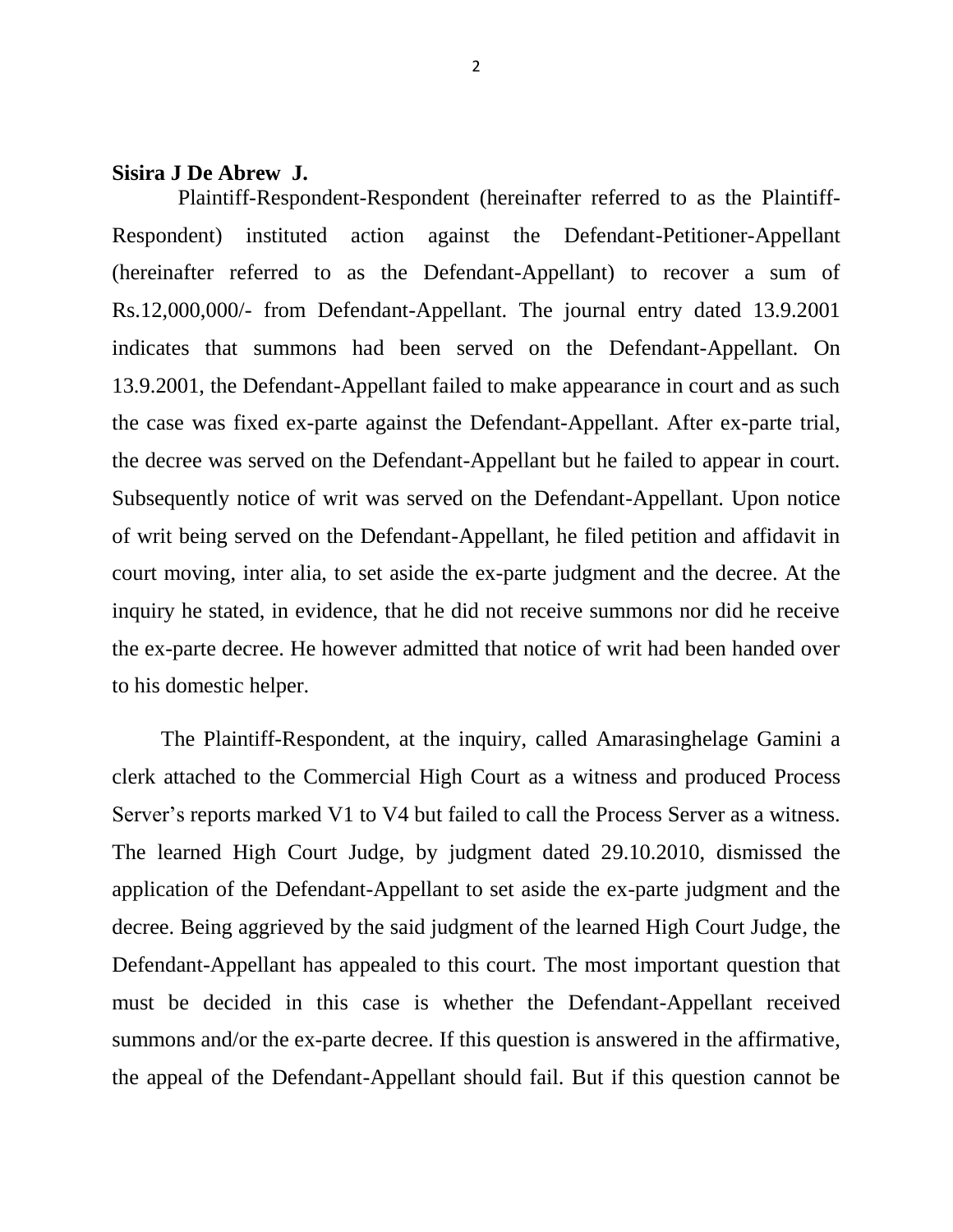**Sisira J De Abrew J.**

Plaintiff-Respondent-Respondent (hereinafter referred to as the Plaintiff-Respondent) instituted action against the Defendant-Petitioner-Appellant (hereinafter referred to as the Defendant-Appellant) to recover a sum of Rs.12,000,000/- from Defendant-Appellant. The journal entry dated 13.9.2001 indicates that summons had been served on the Defendant-Appellant. On 13.9.2001, the Defendant-Appellant failed to make appearance in court and as such the case was fixed ex-parte against the Defendant-Appellant. After ex-parte trial, the decree was served on the Defendant-Appellant but he failed to appear in court. Subsequently notice of writ was served on the Defendant-Appellant. Upon notice of writ being served on the Defendant-Appellant, he filed petition and affidavit in court moving, inter alia, to set aside the ex-parte judgment and the decree. At the inquiry he stated, in evidence, that he did not receive summons nor did he receive the ex-parte decree. He however admitted that notice of writ had been handed over to his domestic helper.

The Plaintiff-Respondent, at the inquiry, called Amarasinghelage Gamini a clerk attached to the Commercial High Court as a witness and produced Process Server's reports marked V1 to V4 but failed to call the Process Server as a witness. The learned High Court Judge, by judgment dated 29.10.2010, dismissed the application of the Defendant-Appellant to set aside the ex-parte judgment and the decree. Being aggrieved by the said judgment of the learned High Court Judge, the Defendant-Appellant has appealed to this court. The most important question that must be decided in this case is whether the Defendant-Appellant received summons and/or the ex-parte decree. If this question is answered in the affirmative, the appeal of the Defendant-Appellant should fail. But if this question cannot be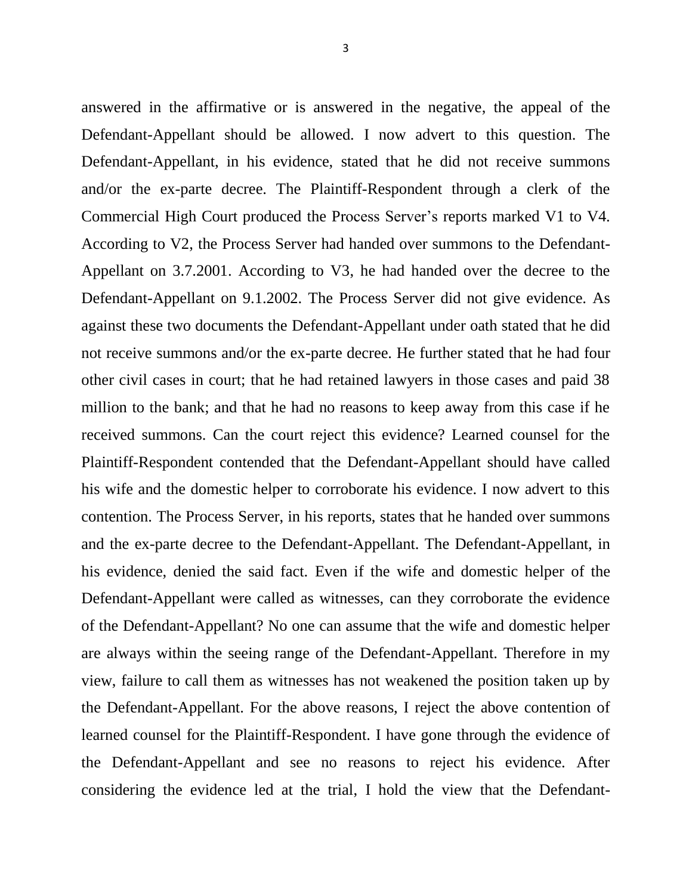answered in the affirmative or is answered in the negative, the appeal of the Defendant-Appellant should be allowed. I now advert to this question. The Defendant-Appellant, in his evidence, stated that he did not receive summons and/or the ex-parte decree. The Plaintiff-Respondent through a clerk of the Commercial High Court produced the Process Server's reports marked V1 to V4. According to V2, the Process Server had handed over summons to the Defendant-Appellant on 3.7.2001. According to V3, he had handed over the decree to the Defendant-Appellant on 9.1.2002. The Process Server did not give evidence. As against these two documents the Defendant-Appellant under oath stated that he did not receive summons and/or the ex-parte decree. He further stated that he had four other civil cases in court; that he had retained lawyers in those cases and paid 38 million to the bank; and that he had no reasons to keep away from this case if he received summons. Can the court reject this evidence? Learned counsel for the Plaintiff-Respondent contended that the Defendant-Appellant should have called his wife and the domestic helper to corroborate his evidence. I now advert to this contention. The Process Server, in his reports, states that he handed over summons and the ex-parte decree to the Defendant-Appellant. The Defendant-Appellant, in his evidence, denied the said fact. Even if the wife and domestic helper of the Defendant-Appellant were called as witnesses, can they corroborate the evidence of the Defendant-Appellant? No one can assume that the wife and domestic helper are always within the seeing range of the Defendant-Appellant. Therefore in my view, failure to call them as witnesses has not weakened the position taken up by the Defendant-Appellant. For the above reasons, I reject the above contention of learned counsel for the Plaintiff-Respondent. I have gone through the evidence of the Defendant-Appellant and see no reasons to reject his evidence. After considering the evidence led at the trial, I hold the view that the Defendant-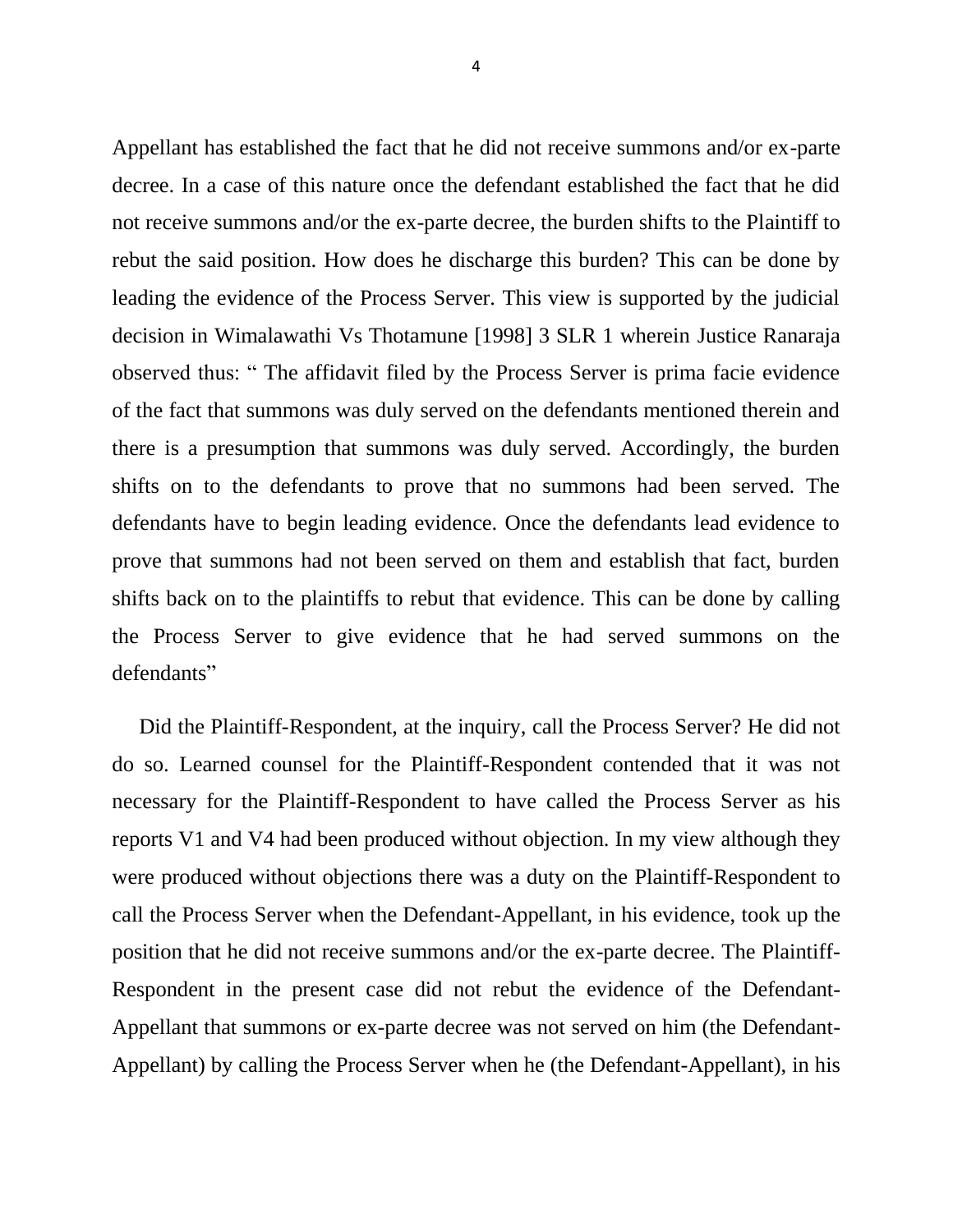Appellant has established the fact that he did not receive summons and/or ex-parte decree. In a case of this nature once the defendant established the fact that he did not receive summons and/or the ex-parte decree, the burden shifts to the Plaintiff to rebut the said position. How does he discharge this burden? This can be done by leading the evidence of the Process Server. This view is supported by the judicial decision in Wimalawathi Vs Thotamune [1998] 3 SLR 1 wherein Justice Ranaraja observed thus: " The affidavit filed by the Process Server is prima facie evidence of the fact that summons was duly served on the defendants mentioned therein and there is a presumption that summons was duly served. Accordingly, the burden shifts on to the defendants to prove that no summons had been served. The defendants have to begin leading evidence. Once the defendants lead evidence to prove that summons had not been served on them and establish that fact, burden shifts back on to the plaintiffs to rebut that evidence. This can be done by calling the Process Server to give evidence that he had served summons on the defendants"

Did the Plaintiff-Respondent, at the inquiry, call the Process Server? He did not do so. Learned counsel for the Plaintiff-Respondent contended that it was not necessary for the Plaintiff-Respondent to have called the Process Server as his reports V1 and V4 had been produced without objection. In my view although they were produced without objections there was a duty on the Plaintiff-Respondent to call the Process Server when the Defendant-Appellant, in his evidence, took up the position that he did not receive summons and/or the ex-parte decree. The Plaintiff-Respondent in the present case did not rebut the evidence of the Defendant-Appellant that summons or ex-parte decree was not served on him (the Defendant-Appellant) by calling the Process Server when he (the Defendant-Appellant), in his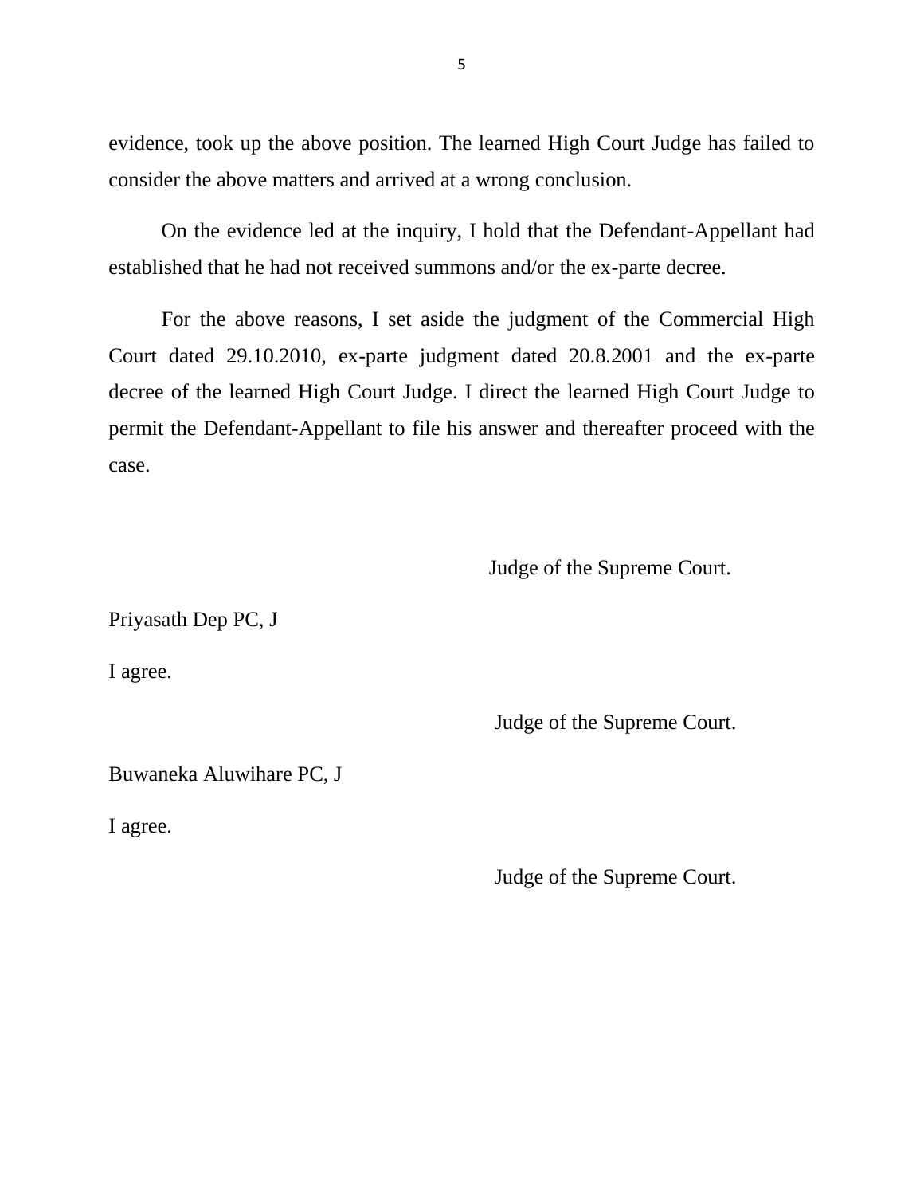evidence, took up the above position. The learned High Court Judge has failed to consider the above matters and arrived at a wrong conclusion.

On the evidence led at the inquiry, I hold that the Defendant-Appellant had established that he had not received summons and/or the ex-parte decree.

For the above reasons, I set aside the judgment of the Commercial High Court dated 29.10.2010, ex-parte judgment dated 20.8.2001 and the ex-parte decree of the learned High Court Judge. I direct the learned High Court Judge to permit the Defendant-Appellant to file his answer and thereafter proceed with the case.

Judge of the Supreme Court.

Priyasath Dep PC, J

I agree.

Judge of the Supreme Court.

Buwaneka Aluwihare PC, J

I agree.

Judge of the Supreme Court.